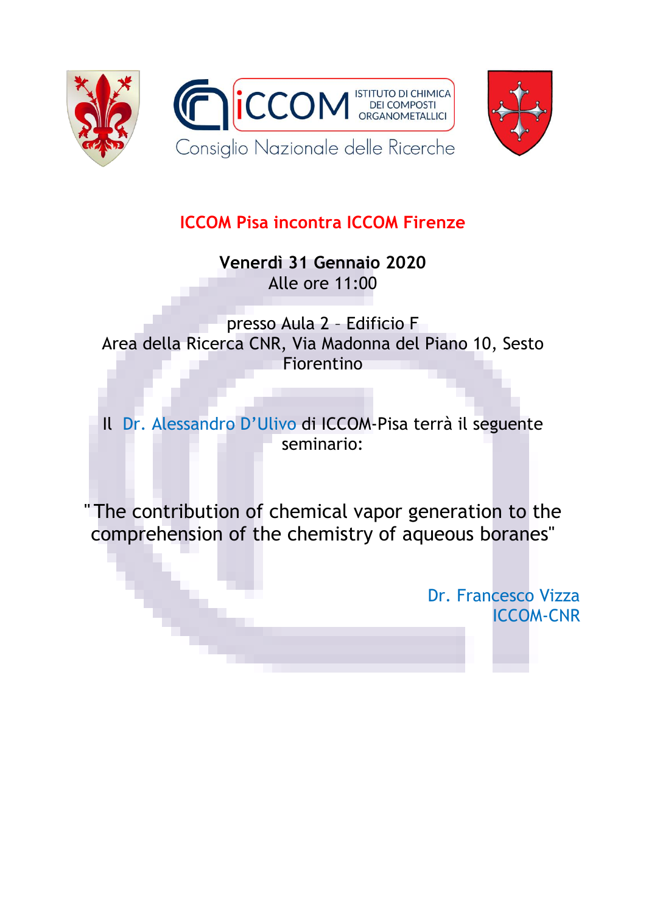ISTITUTO DI CHIMICA DEI COMPOSTI ORGANOMETALLICI

Consiglio Nazionale delle Ricerche

## ICCOM Pisa incontra ICCOM Firenze

**Venerdì 31 Gennaio 2020**
Alle ore 11:00

presso Aula 2 – Edificio F
Area della Ricerca CNR, Via Madonna del Piano 10, Sesto Fiorentino

Il Dr. Alessandro D'Ulivo di ICCOM-Pisa terrà il seguente seminario:

"The contribution of chemical vapor generation to the comprehension of the chemistry of aqueous boranes"

Dr. Francesco Vizza
ICCOM-CNR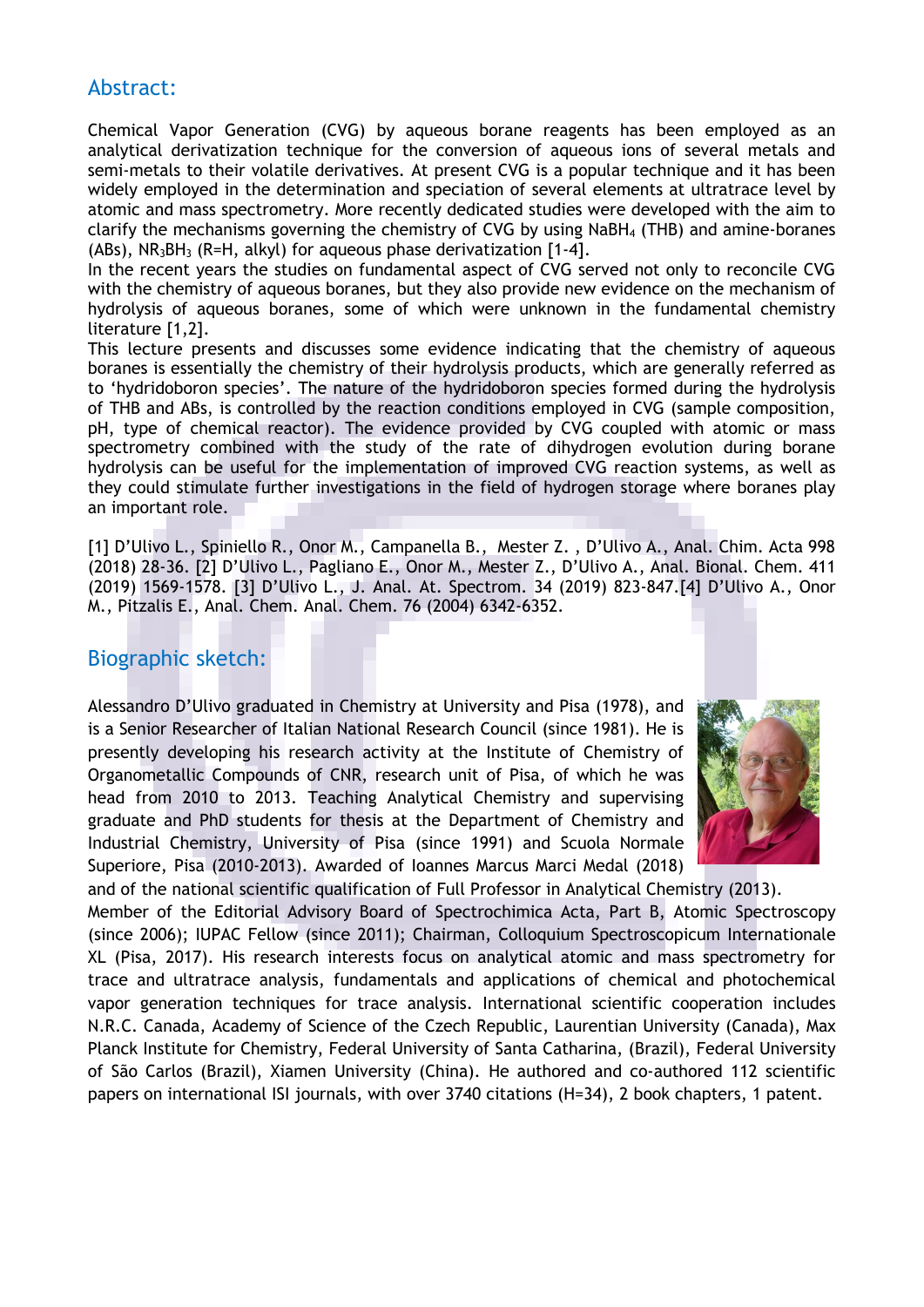## Abstract:

Chemical Vapor Generation (CVG) by aqueous borane reagents has been employed as an analytical derivatization technique for the conversion of aqueous ions of several metals and semi-metals to their volatile derivatives. At present CVG is a popular technique and it has been widely employed in the determination and speciation of several elements at ultratrace level by atomic and mass spectrometry. More recently dedicated studies were developed with the aim to clarify the mechanisms governing the chemistry of CVG by using $NaBH_4$ (THB) and amine-boranes (ABs), $NR_3BH_3$ (R=H, alkyl) for aqueous phase derivatization [1-4].
In the recent years the studies on fundamental aspect of CVG served not only to reconcile CVG with the chemistry of aqueous boranes, but they also provide new evidence on the mechanism of hydrolysis of aqueous boranes, some of which were unknown in the fundamental chemistry literature [1,2].
This lecture presents and discusses some evidence indicating that the chemistry of aqueous boranes is essentially the chemistry of their hydrolysis products, which are generally referred as to 'hydridoboron species'. The nature of the hydridoboron species formed during the hydrolysis of THB and ABs, is controlled by the reaction conditions employed in CVG (sample composition, pH, type of chemical reactor). The evidence provided by CVG coupled with atomic or mass spectrometry combined with the study of the rate of dihydrogen evolution during borane hydrolysis can be useful for the implementation of improved CVG reaction systems, as well as they could stimulate further investigations in the field of hydrogen storage where boranes play an important role.

[1] D'Ulivo L., Spiniello R., Onor M., Campanella B., Mester Z. , D'Ulivo A., Anal. Chim. Acta 998 (2018) 28-36. [2] D'Ulivo L., Pagliano E., Onor M., Mester Z., D'Ulivo A., Anal. Bional. Chem. 411 (2019) 1569-1578. [3] D'Ulivo L., J. Anal. At. Spectrom. 34 (2019) 823-847.[4] D'Ulivo A., Onor M., Pitzalis E., Anal. Chem. Anal. Chem. 76 (2004) 6342-6352.

## Biographic sketch:

Alessandro D'Ulivo graduated in Chemistry at University and Pisa (1978), and is a Senior Researcher of Italian National Research Council (since 1981). He is presently developing his research activity at the Institute of Chemistry of Organometallic Compounds of CNR, research unit of Pisa, of which he was head from 2010 to 2013. Teaching Analytical Chemistry and supervising graduate and PhD students for thesis at the Department of Chemistry and Industrial Chemistry, University of Pisa (since 1991) and Scuola Normale Superiore, Pisa (2010-2013). Awarded of Ioannes Marcus Marci Medal (2018) and of the national scientific qualification of Full Professor in Analytical Chemistry (2013).
Member of the Editorial Advisory Board of Spectrochimica Acta, Part B, Atomic Spectroscopy (since 2006); IUPAC Fellow (since 2011); Chairman, Colloquium Spectroscopicum Internationale XL (Pisa, 2017). His research interests focus on analytical atomic and mass spectrometry for trace and ultratrace analysis, fundamentals and applications of chemical and photochemical vapor generation techniques for trace analysis. International scientific cooperation includes N.R.C. Canada, Academy of Science of the Czech Republic, Laurentian University (Canada), Max Planck Institute for Chemistry, Federal University of Santa Catharina, (Brazil), Federal University of São Carlos (Brazil), Xiamen University (China). He authored and co-authored 112 scientific papers on international ISI journals, with over 3740 citations (H=34), 2 book chapters, 1 patent.